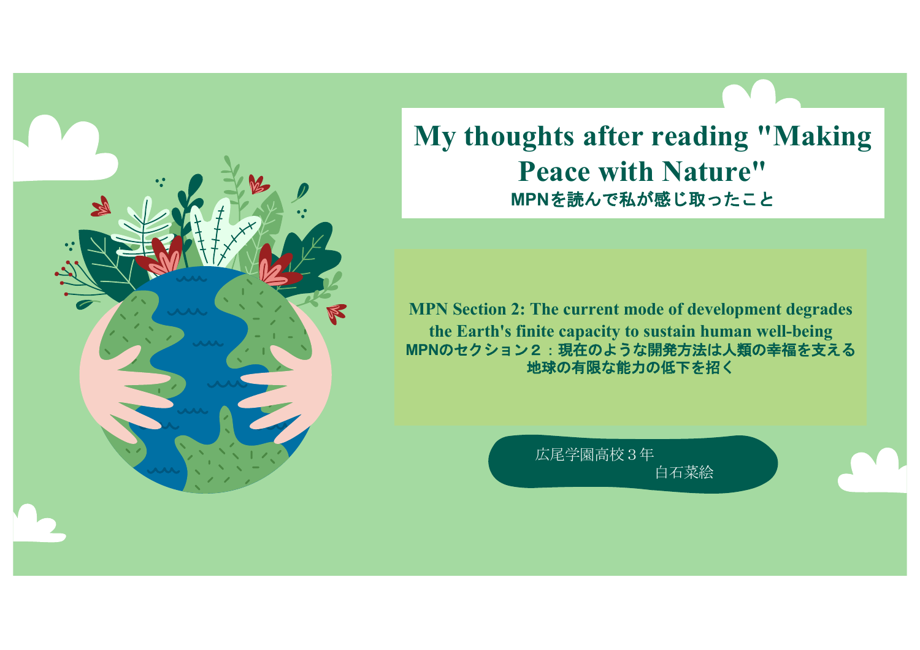# My thoughts after reading "Making Peace with Nature"

## MPNを読んで私が感じ取ったこと

**MPN Section 2: The current mode of development degrades the Earth's finite capacity to sustain human well-being**

**MPNのセクション２：現在のような開発方法は人類の幸福を支える地球の有限な能力の低下を招く**

広尾学園高校３年

白石菜絵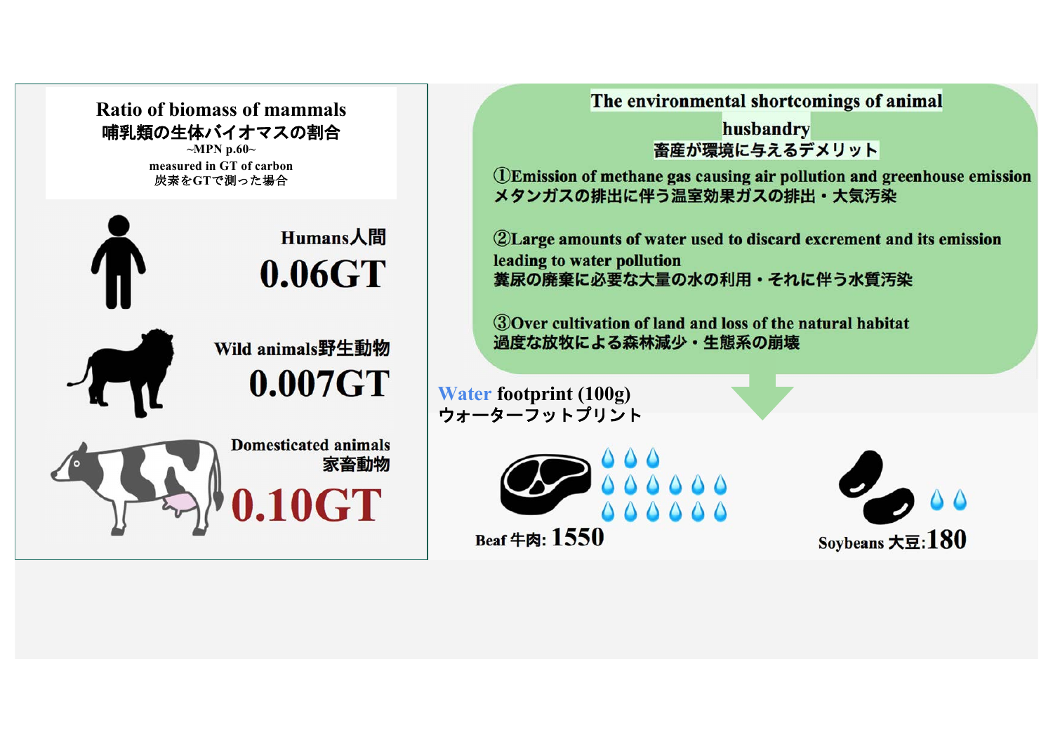## Ratio of biomass of mammals
## 哺乳類の生体バイオマスの割合

~MPN p.60~

measured in GT of carbon
炭素をGTで測った場合

Humans人間
**0.06GT**

Wild animals野生動物
**0.007GT**

Domesticated animals
家畜動物
**0.10GT**

## The environmental shortcomings of animal husbandry
## 畜産が環境に与えるデメリット

①Emission of methane gas causing air pollution and greenhouse emission
メタンガスの排出に伴う温室効果ガスの排出・大気汚染

②Large amounts of water used to discard excrement and its emission leading to water pollution
糞尿の廃棄に必要な大量の水の利用・それに伴う水質汚染

③Over cultivation of land and loss of the natural habitat
過度な放牧による森林減少・生態系の崩壊

### Water footprint (100g)
### ウォーターフットプリント

Beaf 牛肉: 1550

Soybeans 大豆:180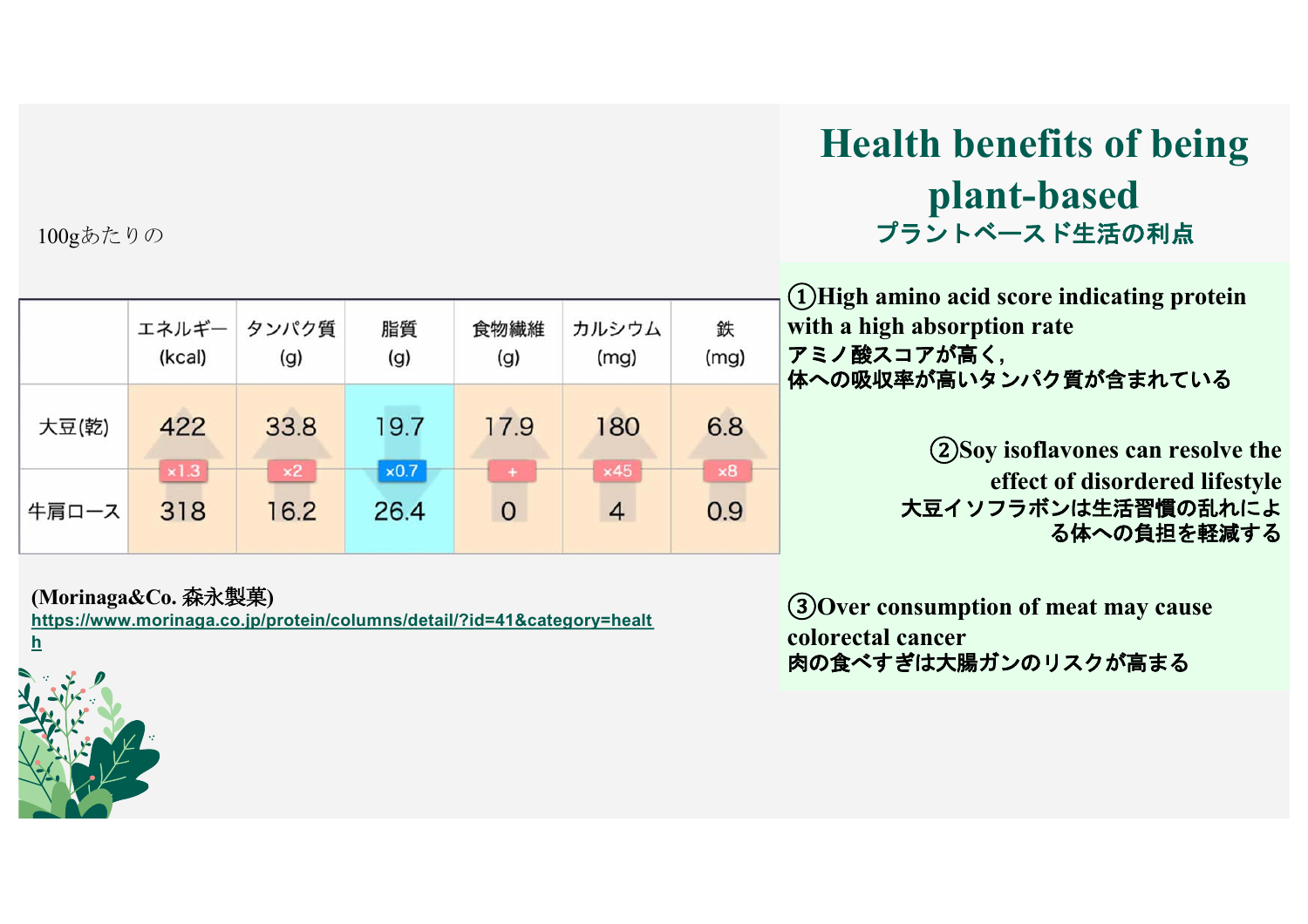# Health benefits of being plant-based

## プラントベースド生活の利点

100gあたりの

| | エネルギー (kcal) | タンパク質 (g) | 脂質 (g) | 食物繊維 (g) | カルシウム (mg) | 鉄 (mg) |
|---|---|---|---|---|---|---|
| 大豆(乾) | 422 | 33.8 | 19.7 | 17.9 | 180 | 6.8 |
| | ×1.3 | ×2 | ×0.7 | + | ×45 | ×8 |
| 牛肩ロース | 318 | 16.2 | 26.4 | 0 | 4 | 0.9 |

**(Morinaga&Co. 森永製菓)**
https://www.morinaga.co.jp/protein/columns/detail/?id=41&category=health

**①High amino acid score indicating protein with a high absorption rate**
**アミノ酸スコアが高く,**
**体への吸収率が高いタンパク質が含まれている**

**②Soy isoflavones can resolve the effect of disordered lifestyle**
**大豆イソフラボンは生活習慣の乱れによる体への負担を軽減する**

**③Over consumption of meat may cause colorectal cancer**
**肉の食べすぎは大腸ガンのリスクが高まる**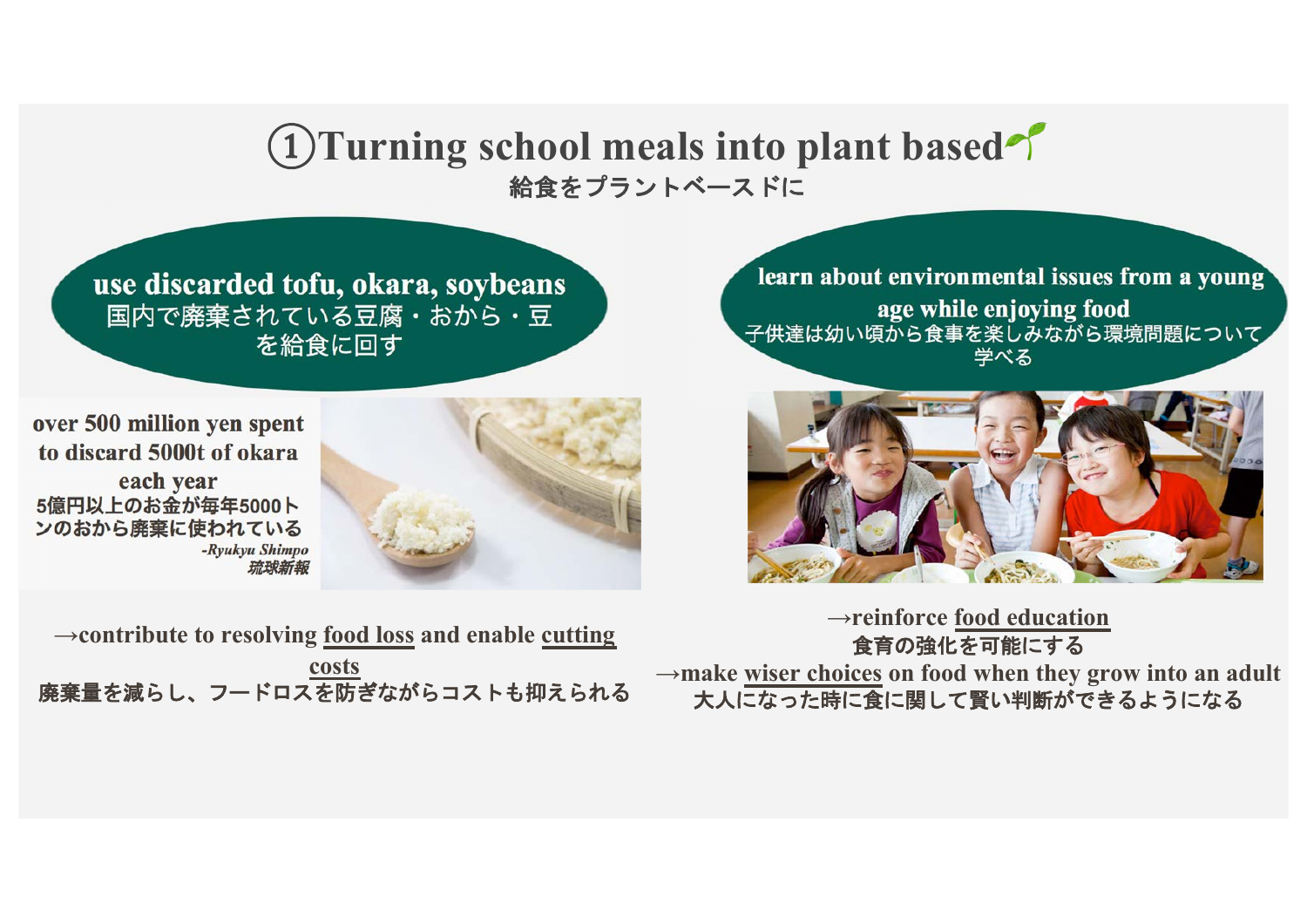# ①Turning school meals into plant based🌱

給食をプラントベースドに

**use discarded tofu, okara, soybeans**

国内で廃棄されている豆腐・おから・豆を給食に回す

**over 500 million yen spent to discard 5000t of okara each year**

**5億円以上のお金が毎年5000トンのおから廃棄に使われている**

*-Ryukyu Shimpo*

*琉球新報*

→contribute to resolving <u>food loss</u> and enable <u>cutting costs</u>

廃棄量を減らし、フードロスを防ぎながらコストも抑えられる

**learn about environmental issues from a young age while enjoying food**

子供達は幼い頃から食事を楽しみながら環境問題について学べる

→reinforce <u>food education</u>

食育の強化を可能にする

→make <u>wiser choices</u> on food when they grow into an adult

大人になった時に食に関して賢い判断ができるようになる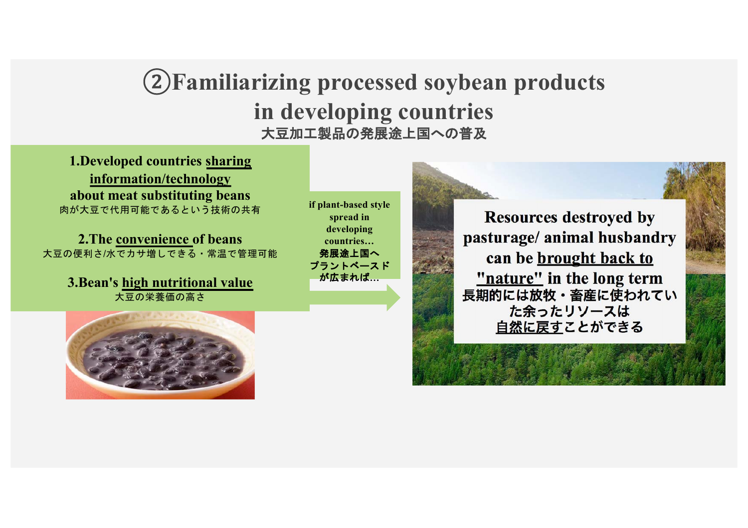# ②Familiarizing processed soybean products in developing countries

大豆加工製品の発展途上国への普及

**1.Developed countries sharing information/technology about meat substituting beans**

肉が大豆で代用可能であるという技術の共有

**2.The convenience of beans**

大豆の便利さ/水でカサ増しできる・常温で管理可能

**3.Bean's high nutritional value**

大豆の栄養価の高さ

if plant-based style spread in developing countries…

発展途上国へプラントベースドが広まれば…

**Resources destroyed by pasturage/ animal husbandry can be brought back to "nature" in the long term**

長期的には放牧・畜産に使われていた余ったリソースは自然に戻すことができる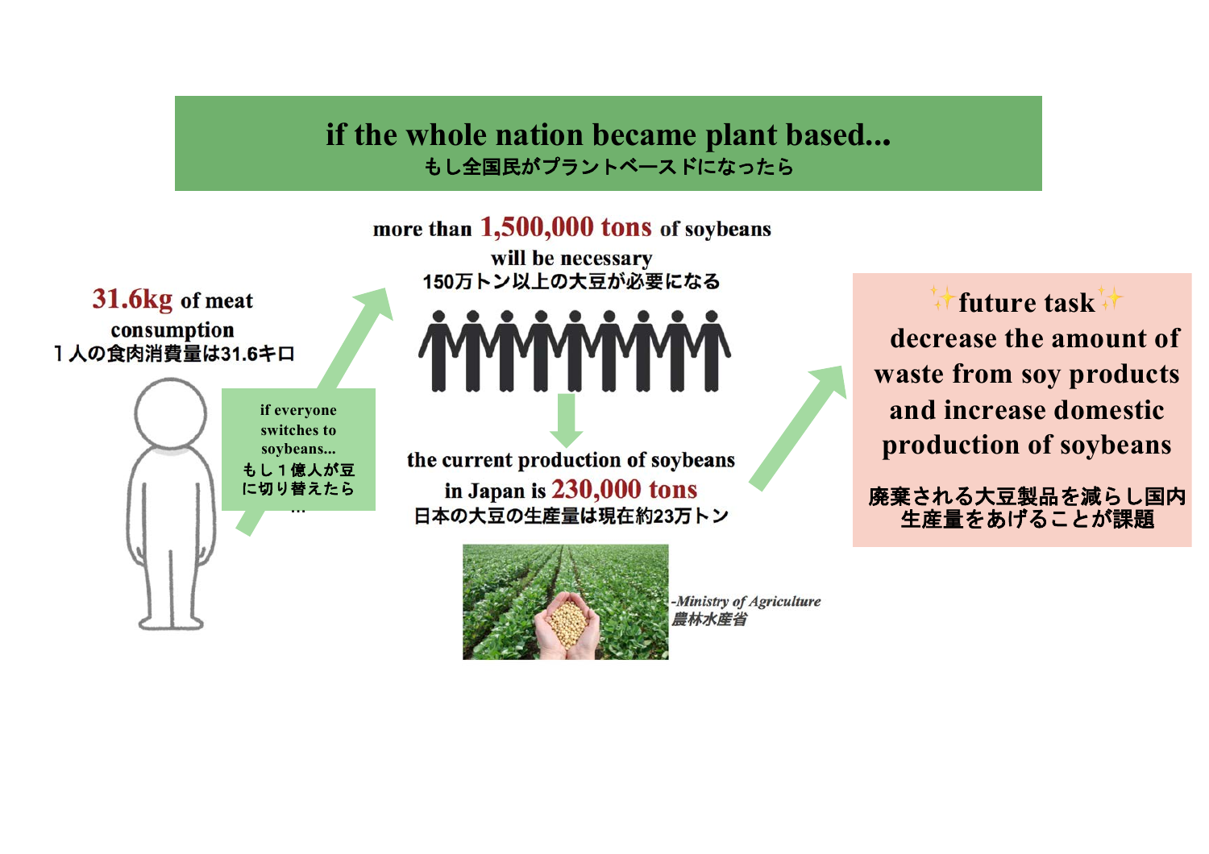# if the whole nation became plant based...

もし全国民がプラントベースドになったら

**31.6kg** of meat consumption

１人の食肉消費量は31.6キロ

if everyone switches to soybeans...

もし１億人が豆に切り替えたら

...

more than **1,500,000 tons** of soybeans will be necessary

150万トン以上の大豆が必要になる

the current production of soybeans in Japan is **230,000 tons**

日本の大豆の生産量は現在約23万トン

*-Ministry of Agriculture*

*農林水産省*

✨future task✨

decrease the amount of waste from soy products and increase domestic production of soybeans

廃棄される大豆製品を減らし国内生産量をあげることが課題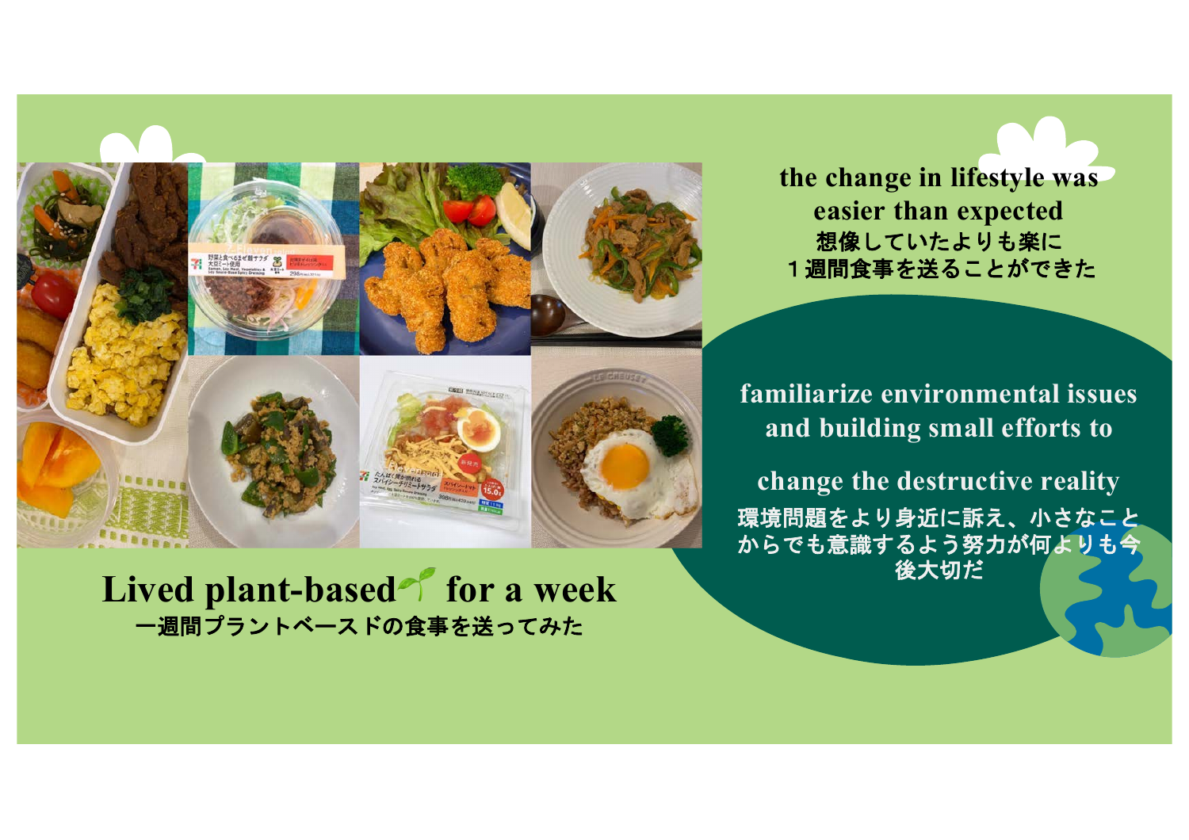the change in lifestyle was easier than expected
想像していたよりも楽に
１週間食事を送ることができた

familiarize environmental issues and building small efforts to change the destructive reality
環境問題をより身近に訴え、小さなことからでも意識するよう努力が何よりも今後大切だ

# Lived plant-based 🌱 for a week

一週間プラントベースドの食事を送ってみた